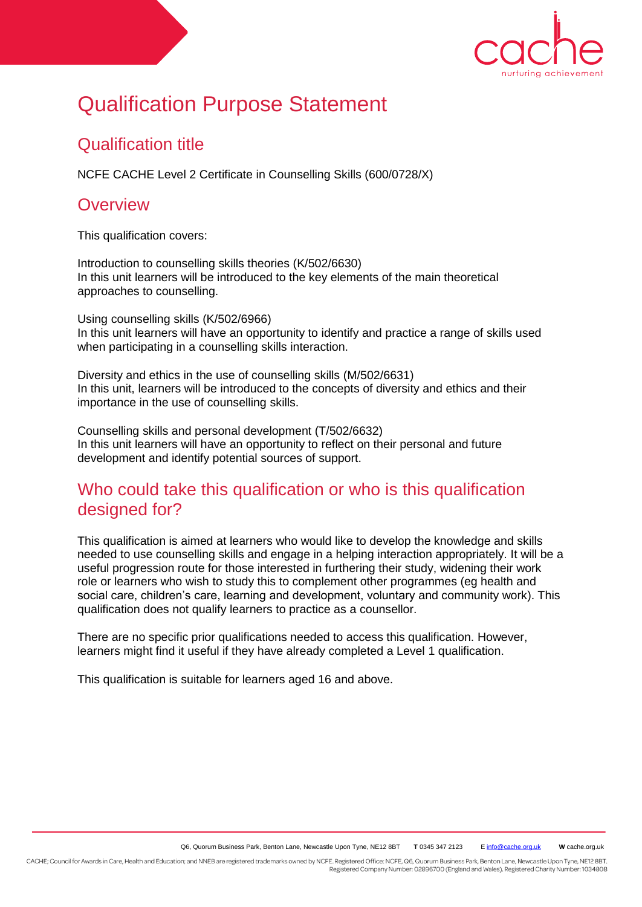# Qualification Purpose Statement

## Qualification title

NCFE CACHE Level 2 Certificate in Counselling Skills (600/0728/X)

## Overview

This qualification covers:

Introduction to counselling skills theories (K/502/6630)
In this unit learners will be introduced to the key elements of the main theoretical approaches to counselling.

Using counselling skills (K/502/6966)
In this unit learners will have an opportunity to identify and practice a range of skills used when participating in a counselling skills interaction.

Diversity and ethics in the use of counselling skills (M/502/6631)
In this unit, learners will be introduced to the concepts of diversity and ethics and their importance in the use of counselling skills.

Counselling skills and personal development (T/502/6632)
In this unit learners will have an opportunity to reflect on their personal and future development and identify potential sources of support.

## Who could take this qualification or who is this qualification designed for?

This qualification is aimed at learners who would like to develop the knowledge and skills needed to use counselling skills and engage in a helping interaction appropriately. It will be a useful progression route for those interested in furthering their study, widening their work role or learners who wish to study this to complement other programmes (eg health and social care, children's care, learning and development, voluntary and community work). This qualification does not qualify learners to practice as a counsellor.

There are no specific prior qualifications needed to access this qualification. However, learners might find it useful if they have already completed a Level 1 qualification.

This qualification is suitable for learners aged 16 and above.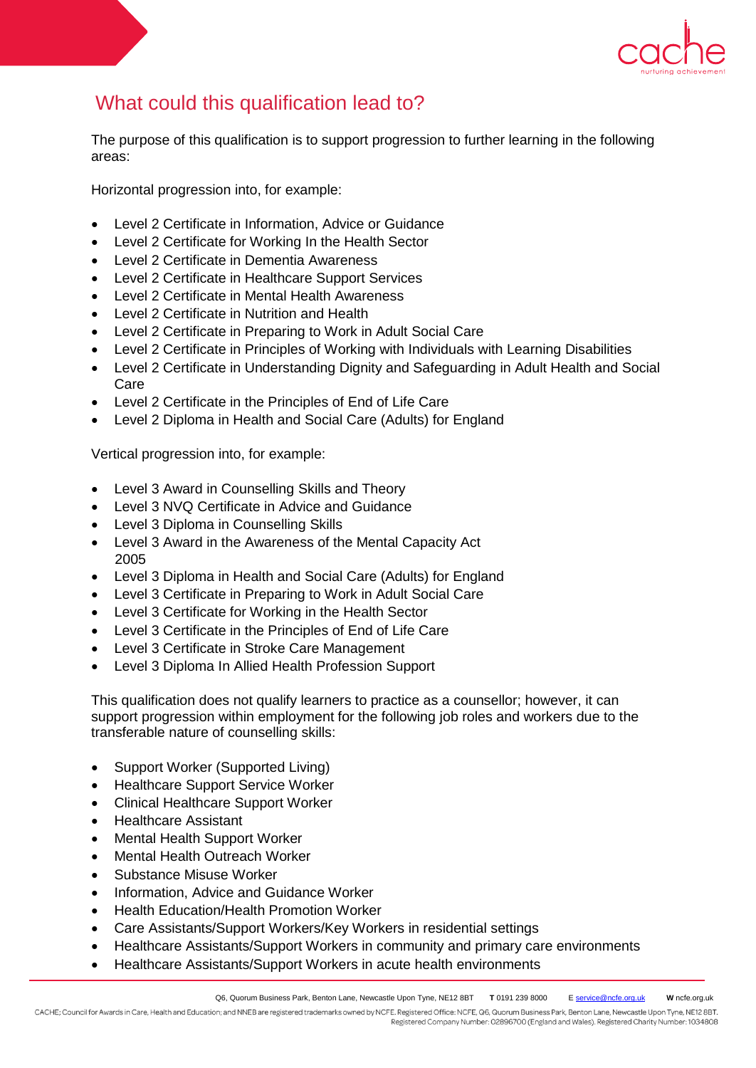## What could this qualification lead to?

The purpose of this qualification is to support progression to further learning in the following areas:

Horizontal progression into, for example:

- Level 2 Certificate in Information, Advice or Guidance
- Level 2 Certificate for Working In the Health Sector
- Level 2 Certificate in Dementia Awareness
- Level 2 Certificate in Healthcare Support Services
- Level 2 Certificate in Mental Health Awareness
- Level 2 Certificate in Nutrition and Health
- Level 2 Certificate in Preparing to Work in Adult Social Care
- Level 2 Certificate in Principles of Working with Individuals with Learning Disabilities
- Level 2 Certificate in Understanding Dignity and Safeguarding in Adult Health and Social Care
- Level 2 Certificate in the Principles of End of Life Care
- Level 2 Diploma in Health and Social Care (Adults) for England

Vertical progression into, for example:

- Level 3 Award in Counselling Skills and Theory
- Level 3 NVQ Certificate in Advice and Guidance
- Level 3 Diploma in Counselling Skills
- Level 3 Award in the Awareness of the Mental Capacity Act 2005
- Level 3 Diploma in Health and Social Care (Adults) for England
- Level 3 Certificate in Preparing to Work in Adult Social Care
- Level 3 Certificate for Working in the Health Sector
- Level 3 Certificate in the Principles of End of Life Care
- Level 3 Certificate in Stroke Care Management
- Level 3 Diploma In Allied Health Profession Support

This qualification does not qualify learners to practice as a counsellor; however, it can support progression within employment for the following job roles and workers due to the transferable nature of counselling skills:

- Support Worker (Supported Living)
- Healthcare Support Service Worker
- Clinical Healthcare Support Worker
- Healthcare Assistant
- Mental Health Support Worker
- Mental Health Outreach Worker
- Substance Misuse Worker
- Information, Advice and Guidance Worker
- Health Education/Health Promotion Worker
- Care Assistants/Support Workers/Key Workers in residential settings
- Healthcare Assistants/Support Workers in community and primary care environments
- Healthcare Assistants/Support Workers in acute health environments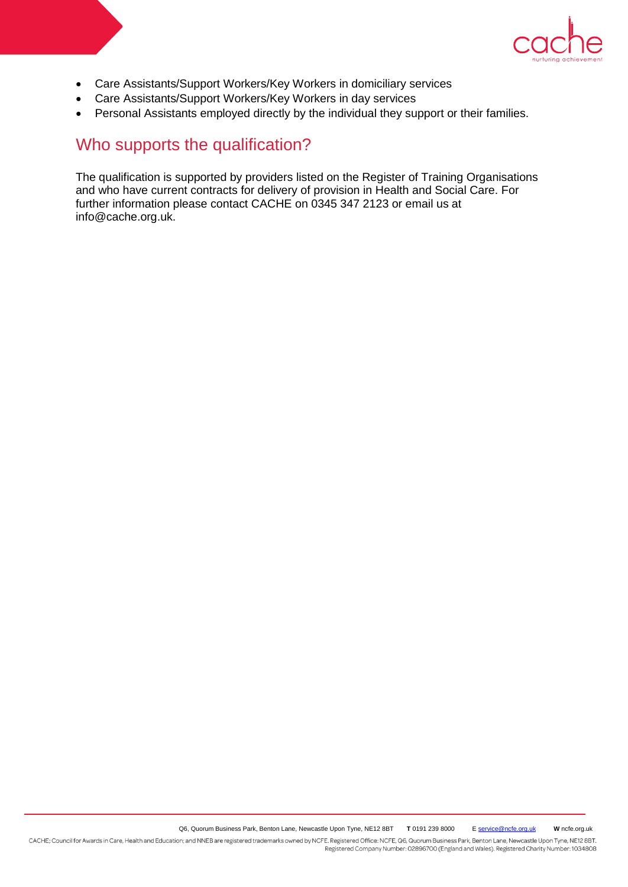- Care Assistants/Support Workers/Key Workers in domiciliary services
- Care Assistants/Support Workers/Key Workers in day services
- Personal Assistants employed directly by the individual they support or their families.

## Who supports the qualification?

The qualification is supported by providers listed on the Register of Training Organisations and who have current contracts for delivery of provision in Health and Social Care. For further information please contact CACHE on 0345 347 2123 or email us at info@cache.org.uk.